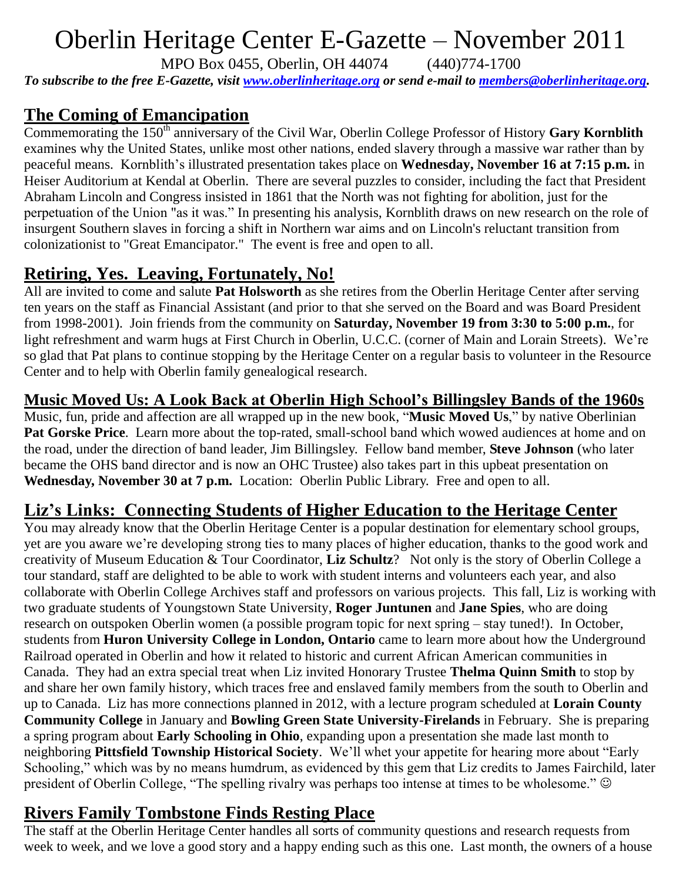# Oberlin Heritage Center E-Gazette – November 2011

MPO Box 0455, Oberlin, OH 44074 (440)774-1700

***To subscribe to the free E-Gazette, visit www.oberlinheritage.org or send e-mail to members@oberlinheritage.org.***

## The Coming of Emancipation

Commemorating the 150th anniversary of the Civil War, Oberlin College Professor of History **Gary Kornblith** examines why the United States, unlike most other nations, ended slavery through a massive war rather than by peaceful means. Kornblith's illustrated presentation takes place on **Wednesday, November 16 at 7:15 p.m.** in Heiser Auditorium at Kendal at Oberlin. There are several puzzles to consider, including the fact that President Abraham Lincoln and Congress insisted in 1861 that the North was not fighting for abolition, just for the perpetuation of the Union "as it was." In presenting his analysis, Kornblith draws on new research on the role of insurgent Southern slaves in forcing a shift in Northern war aims and on Lincoln's reluctant transition from colonizationist to "Great Emancipator." The event is free and open to all.

## Retiring, Yes. Leaving, Fortunately, No!

All are invited to come and salute **Pat Holsworth** as she retires from the Oberlin Heritage Center after serving ten years on the staff as Financial Assistant (and prior to that she served on the Board and was Board President from 1998-2001). Join friends from the community on **Saturday, November 19 from 3:30 to 5:00 p.m.**, for light refreshment and warm hugs at First Church in Oberlin, U.C.C. (corner of Main and Lorain Streets). We're so glad that Pat plans to continue stopping by the Heritage Center on a regular basis to volunteer in the Resource Center and to help with Oberlin family genealogical research.

## Music Moved Us: A Look Back at Oberlin High School's Billingsley Bands of the 1960s

Music, fun, pride and affection are all wrapped up in the new book, "**Music Moved Us**," by native Oberlinian **Pat Gorske Price**. Learn more about the top-rated, small-school band which wowed audiences at home and on the road, under the direction of band leader, Jim Billingsley. Fellow band member, **Steve Johnson** (who later became the OHS band director and is now an OHC Trustee) also takes part in this upbeat presentation on **Wednesday, November 30 at 7 p.m.** Location: Oberlin Public Library. Free and open to all.

## Liz's Links: Connecting Students of Higher Education to the Heritage Center

You may already know that the Oberlin Heritage Center is a popular destination for elementary school groups, yet are you aware we're developing strong ties to many places of higher education, thanks to the good work and creativity of Museum Education & Tour Coordinator, **Liz Schultz**? Not only is the story of Oberlin College a tour standard, staff are delighted to be able to work with student interns and volunteers each year, and also collaborate with Oberlin College Archives staff and professors on various projects. This fall, Liz is working with two graduate students of Youngstown State University, **Roger Juntunen** and **Jane Spies**, who are doing research on outspoken Oberlin women (a possible program topic for next spring – stay tuned!). In October, students from **Huron University College in London, Ontario** came to learn more about how the Underground Railroad operated in Oberlin and how it related to historic and current African American communities in Canada. They had an extra special treat when Liz invited Honorary Trustee **Thelma Quinn Smith** to stop by and share her own family history, which traces free and enslaved family members from the south to Oberlin and up to Canada. Liz has more connections planned in 2012, with a lecture program scheduled at **Lorain County Community College** in January and **Bowling Green State University-Firelands** in February. She is preparing a spring program about **Early Schooling in Ohio**, expanding upon a presentation she made last month to neighboring **Pittsfield Township Historical Society**. We'll whet your appetite for hearing more about "Early Schooling," which was by no means humdrum, as evidenced by this gem that Liz credits to James Fairchild, later president of Oberlin College, "The spelling rivalry was perhaps too intense at times to be wholesome." ☺

## Rivers Family Tombstone Finds Resting Place

The staff at the Oberlin Heritage Center handles all sorts of community questions and research requests from week to week, and we love a good story and a happy ending such as this one. Last month, the owners of a house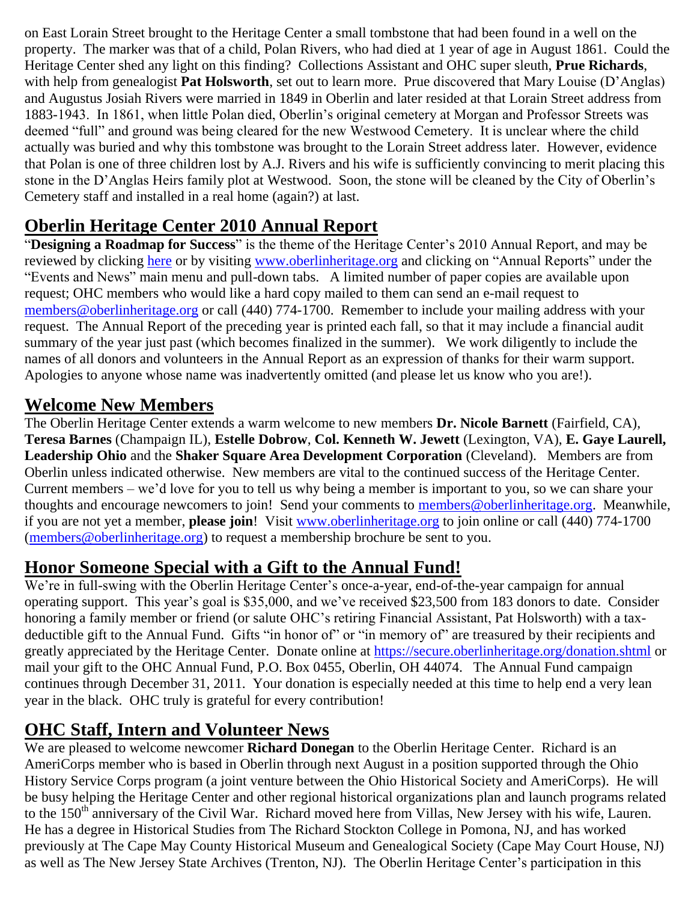on East Lorain Street brought to the Heritage Center a small tombstone that had been found in a well on the property. The marker was that of a child, Polan Rivers, who had died at 1 year of age in August 1861. Could the Heritage Center shed any light on this finding? Collections Assistant and OHC super sleuth, **Prue Richards**, with help from genealogist **Pat Holsworth**, set out to learn more. Prue discovered that Mary Louise (D'Anglas) and Augustus Josiah Rivers were married in 1849 in Oberlin and later resided at that Lorain Street address from 1883-1943. In 1861, when little Polan died, Oberlin's original cemetery at Morgan and Professor Streets was deemed "full" and ground was being cleared for the new Westwood Cemetery. It is unclear where the child actually was buried and why this tombstone was brought to the Lorain Street address later. However, evidence that Polan is one of three children lost by A.J. Rivers and his wife is sufficiently convincing to merit placing this stone in the D'Anglas Heirs family plot at Westwood. Soon, the stone will be cleaned by the City of Oberlin's Cemetery staff and installed in a real home (again?) at last.

## Oberlin Heritage Center 2010 Annual Report

"**Designing a Roadmap for Success**" is the theme of the Heritage Center's 2010 Annual Report, and may be reviewed by clicking here or by visiting www.oberlinheritage.org and clicking on "Annual Reports" under the "Events and News" main menu and pull-down tabs. A limited number of paper copies are available upon request; OHC members who would like a hard copy mailed to them can send an e-mail request to members@oberlinheritage.org or call (440) 774-1700. Remember to include your mailing address with your request. The Annual Report of the preceding year is printed each fall, so that it may include a financial audit summary of the year just past (which becomes finalized in the summer). We work diligently to include the names of all donors and volunteers in the Annual Report as an expression of thanks for their warm support. Apologies to anyone whose name was inadvertently omitted (and please let us know who you are!).

## Welcome New Members

The Oberlin Heritage Center extends a warm welcome to new members **Dr. Nicole Barnett** (Fairfield, CA), **Teresa Barnes** (Champaign IL), **Estelle Dobrow**, **Col. Kenneth W. Jewett** (Lexington, VA), **E. Gaye Laurell, Leadership Ohio** and the **Shaker Square Area Development Corporation** (Cleveland). Members are from Oberlin unless indicated otherwise. New members are vital to the continued success of the Heritage Center. Current members – we'd love for you to tell us why being a member is important to you, so we can share your thoughts and encourage newcomers to join! Send your comments to members@oberlinheritage.org. Meanwhile, if you are not yet a member, **please join**! Visit www.oberlinheritage.org to join online or call (440) 774-1700 (members@oberlinheritage.org) to request a membership brochure be sent to you.

## Honor Someone Special with a Gift to the Annual Fund!

We're in full-swing with the Oberlin Heritage Center's once-a-year, end-of-the-year campaign for annual operating support. This year's goal is $35,000, and we've received $23,500 from 183 donors to date. Consider honoring a family member or friend (or salute OHC's retiring Financial Assistant, Pat Holsworth) with a tax-deductible gift to the Annual Fund. Gifts "in honor of" or "in memory of" are treasured by their recipients and greatly appreciated by the Heritage Center. Donate online at https://secure.oberlinheritage.org/donation.shtml or mail your gift to the OHC Annual Fund, P.O. Box 0455, Oberlin, OH 44074. The Annual Fund campaign continues through December 31, 2011. Your donation is especially needed at this time to help end a very lean year in the black. OHC truly is grateful for every contribution!

## OHC Staff, Intern and Volunteer News

We are pleased to welcome newcomer **Richard Donegan** to the Oberlin Heritage Center. Richard is an AmeriCorps member who is based in Oberlin through next August in a position supported through the Ohio History Service Corps program (a joint venture between the Ohio Historical Society and AmeriCorps). He will be busy helping the Heritage Center and other regional historical organizations plan and launch programs related to the 150th anniversary of the Civil War. Richard moved here from Villas, New Jersey with his wife, Lauren. He has a degree in Historical Studies from The Richard Stockton College in Pomona, NJ, and has worked previously at The Cape May County Historical Museum and Genealogical Society (Cape May Court House, NJ) as well as The New Jersey State Archives (Trenton, NJ). The Oberlin Heritage Center's participation in this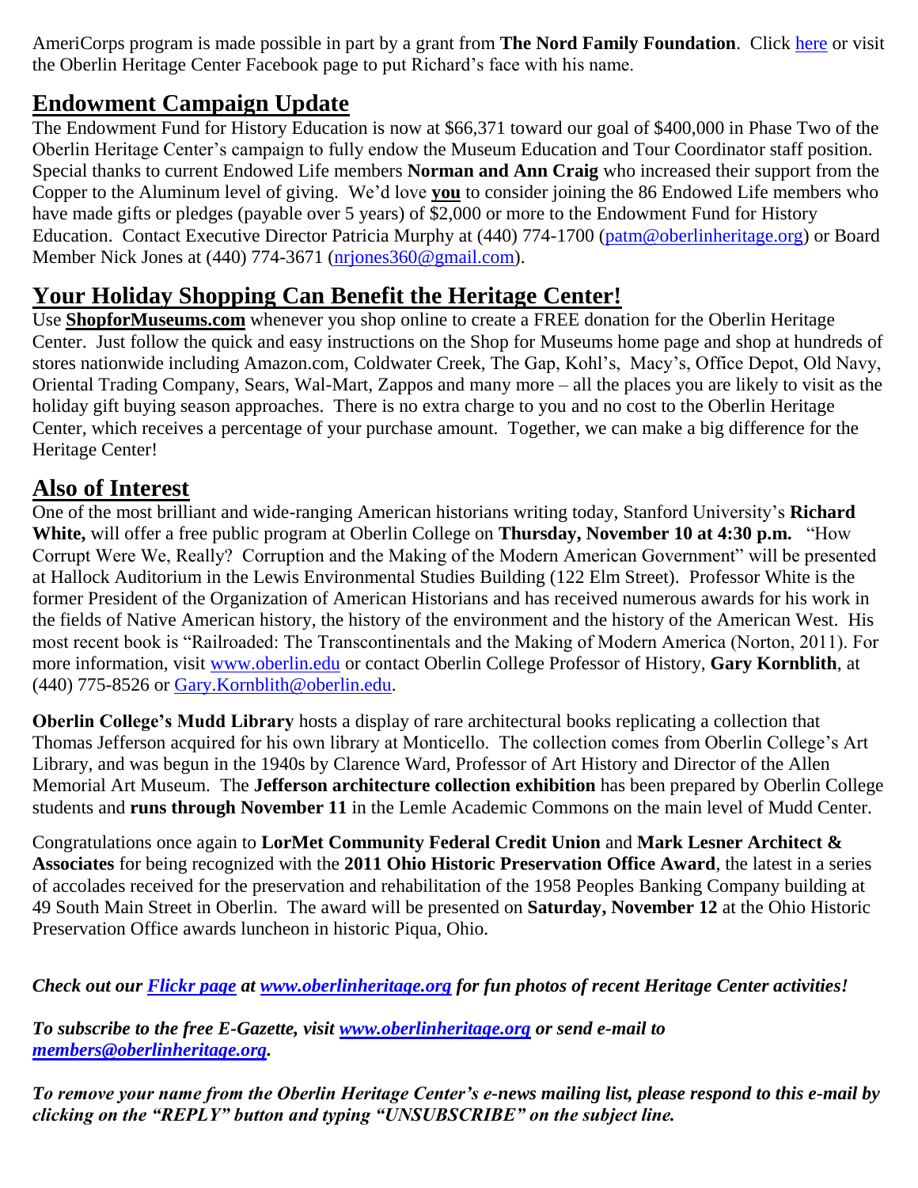AmeriCorps program is made possible in part by a grant from **The Nord Family Foundation**. Click [here](#) or visit the Oberlin Heritage Center Facebook page to put Richard's face with his name.

## Endowment Campaign Update

The Endowment Fund for History Education is now at $66,371 toward our goal of $400,000 in Phase Two of the Oberlin Heritage Center's campaign to fully endow the Museum Education and Tour Coordinator staff position. Special thanks to current Endowed Life members **Norman and Ann Craig** who increased their support from the Copper to the Aluminum level of giving. We'd love **you** to consider joining the 86 Endowed Life members who have made gifts or pledges (payable over 5 years) of $2,000 or more to the Endowment Fund for History Education. Contact Executive Director Patricia Murphy at (440) 774-1700 (patm@oberlinheritage.org) or Board Member Nick Jones at (440) 774-3671 (nrjones360@gmail.com).

## Your Holiday Shopping Can Benefit the Heritage Center!

Use **ShopforMuseums.com** whenever you shop online to create a FREE donation for the Oberlin Heritage Center. Just follow the quick and easy instructions on the Shop for Museums home page and shop at hundreds of stores nationwide including Amazon.com, Coldwater Creek, The Gap, Kohl's, Macy's, Office Depot, Old Navy, Oriental Trading Company, Sears, Wal-Mart, Zappos and many more – all the places you are likely to visit as the holiday gift buying season approaches. There is no extra charge to you and no cost to the Oberlin Heritage Center, which receives a percentage of your purchase amount. Together, we can make a big difference for the Heritage Center!

## Also of Interest

One of the most brilliant and wide-ranging American historians writing today, Stanford University's **Richard White,** will offer a free public program at Oberlin College on **Thursday, November 10 at 4:30 p.m.** "How Corrupt Were We, Really? Corruption and the Making of the Modern American Government" will be presented at Hallock Auditorium in the Lewis Environmental Studies Building (122 Elm Street). Professor White is the former President of the Organization of American Historians and has received numerous awards for his work in the fields of Native American history, the history of the environment and the history of the American West. His most recent book is "Railroaded: The Transcontinentals and the Making of Modern America (Norton, 2011). For more information, visit www.oberlin.edu or contact Oberlin College Professor of History, **Gary Kornblith**, at (440) 775-8526 or Gary.Kornblith@oberlin.edu.

**Oberlin College's Mudd Library** hosts a display of rare architectural books replicating a collection that Thomas Jefferson acquired for his own library at Monticello. The collection comes from Oberlin College's Art Library, and was begun in the 1940s by Clarence Ward, Professor of Art History and Director of the Allen Memorial Art Museum. The **Jefferson architecture collection exhibition** has been prepared by Oberlin College students and **runs through November 11** in the Lemle Academic Commons on the main level of Mudd Center.

Congratulations once again to **LorMet Community Federal Credit Union** and **Mark Lesner Architect & Associates** for being recognized with the **2011 Ohio Historic Preservation Office Award**, the latest in a series of accolades received for the preservation and rehabilitation of the 1958 Peoples Banking Company building at 49 South Main Street in Oberlin. The award will be presented on **Saturday, November 12** at the Ohio Historic Preservation Office awards luncheon in historic Piqua, Ohio.

***Check out our Flickr page at www.oberlinheritage.org for fun photos of recent Heritage Center activities!***

***To subscribe to the free E-Gazette, visit www.oberlinheritage.org or send e-mail to members@oberlinheritage.org.***

***To remove your name from the Oberlin Heritage Center's e-news mailing list, please respond to this e-mail by clicking on the "REPLY" button and typing "UNSUBSCRIBE" on the subject line.***